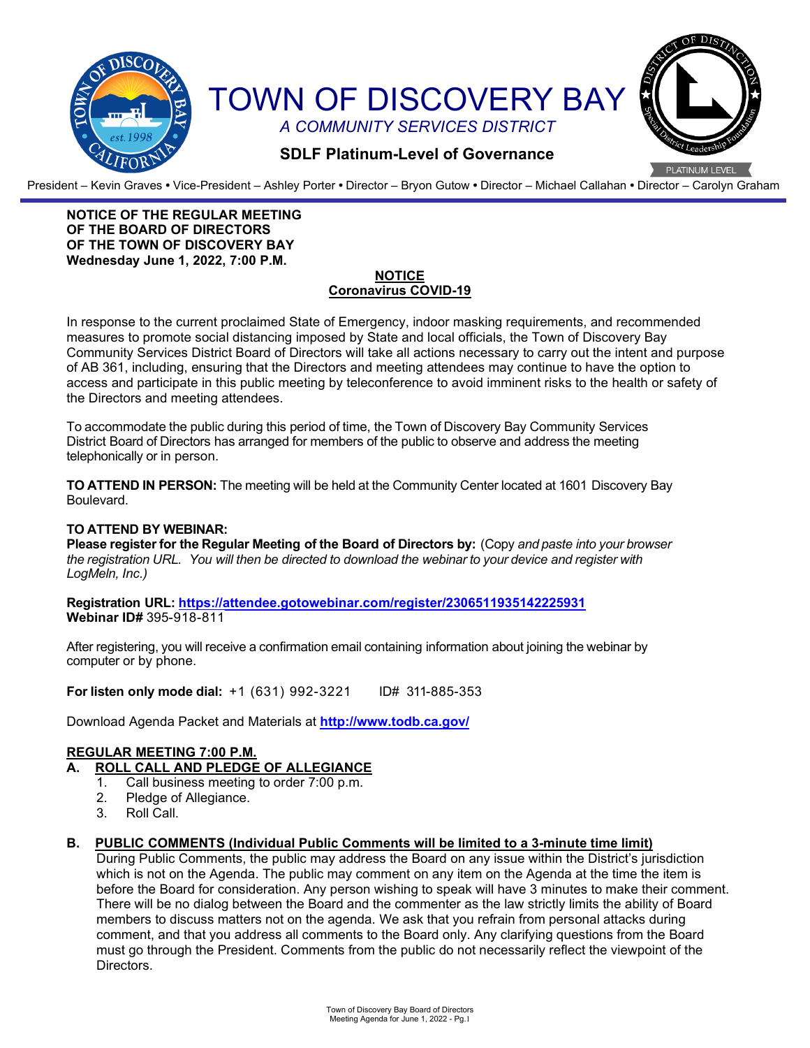# TOWN OF DISCOVERY BAY

*A COMMUNITY SERVICES DISTRICT*

**SDLF Platinum-Level of Governance**

President – Kevin Graves • Vice-President – Ashley Porter • Director – Bryon Gutow • Director – Michael Callahan • Director – Carolyn Graham

**NOTICE OF THE REGULAR MEETING**
**OF THE BOARD OF DIRECTORS**
**OF THE TOWN OF DISCOVERY BAY**
**Wednesday June 1, 2022, 7:00 P.M.**

## NOTICE
## Coronavirus COVID-19

In response to the current proclaimed State of Emergency, indoor masking requirements, and recommended measures to promote social distancing imposed by State and local officials, the Town of Discovery Bay Community Services District Board of Directors will take all actions necessary to carry out the intent and purpose of AB 361, including, ensuring that the Directors and meeting attendees may continue to have the option to access and participate in this public meeting by teleconference to avoid imminent risks to the health or safety of the Directors and meeting attendees.

To accommodate the public during this period of time, the Town of Discovery Bay Community Services District Board of Directors has arranged for members of the public to observe and address the meeting telephonically or in person.

**TO ATTEND IN PERSON:** The meeting will be held at the Community Center located at 1601 Discovery Bay Boulevard.

**TO ATTEND BY WEBINAR:**
**Please register for the Regular Meeting of the Board of Directors by:** (Copy *and paste into your browser the registration URL. You will then be directed to download the webinar to your device and register with LogMeIn, Inc.)*

**Registration URL: https://attendee.gotowebinar.com/register/2306511935142225931**
**Webinar ID#** 395-918-811

After registering, you will receive a confirmation email containing information about joining the webinar by computer or by phone.

**For listen only mode dial:** +1 (631) 992-3221     ID# 311-885-353

Download Agenda Packet and Materials at **http://www.todb.ca.gov/**

## REGULAR MEETING 7:00 P.M.

### A. ROLL CALL AND PLEDGE OF ALLEGIANCE

1. Call business meeting to order 7:00 p.m.
2. Pledge of Allegiance.
3. Roll Call.

### B. PUBLIC COMMENTS (Individual Public Comments will be limited to a 3-minute time limit)

During Public Comments, the public may address the Board on any issue within the District's jurisdiction which is not on the Agenda. The public may comment on any item on the Agenda at the time the item is before the Board for consideration. Any person wishing to speak will have 3 minutes to make their comment. There will be no dialog between the Board and the commenter as the law strictly limits the ability of Board members to discuss matters not on the agenda. We ask that you refrain from personal attacks during comment, and that you address all comments to the Board only. Any clarifying questions from the Board must go through the President. Comments from the public do not necessarily reflect the viewpoint of the Directors.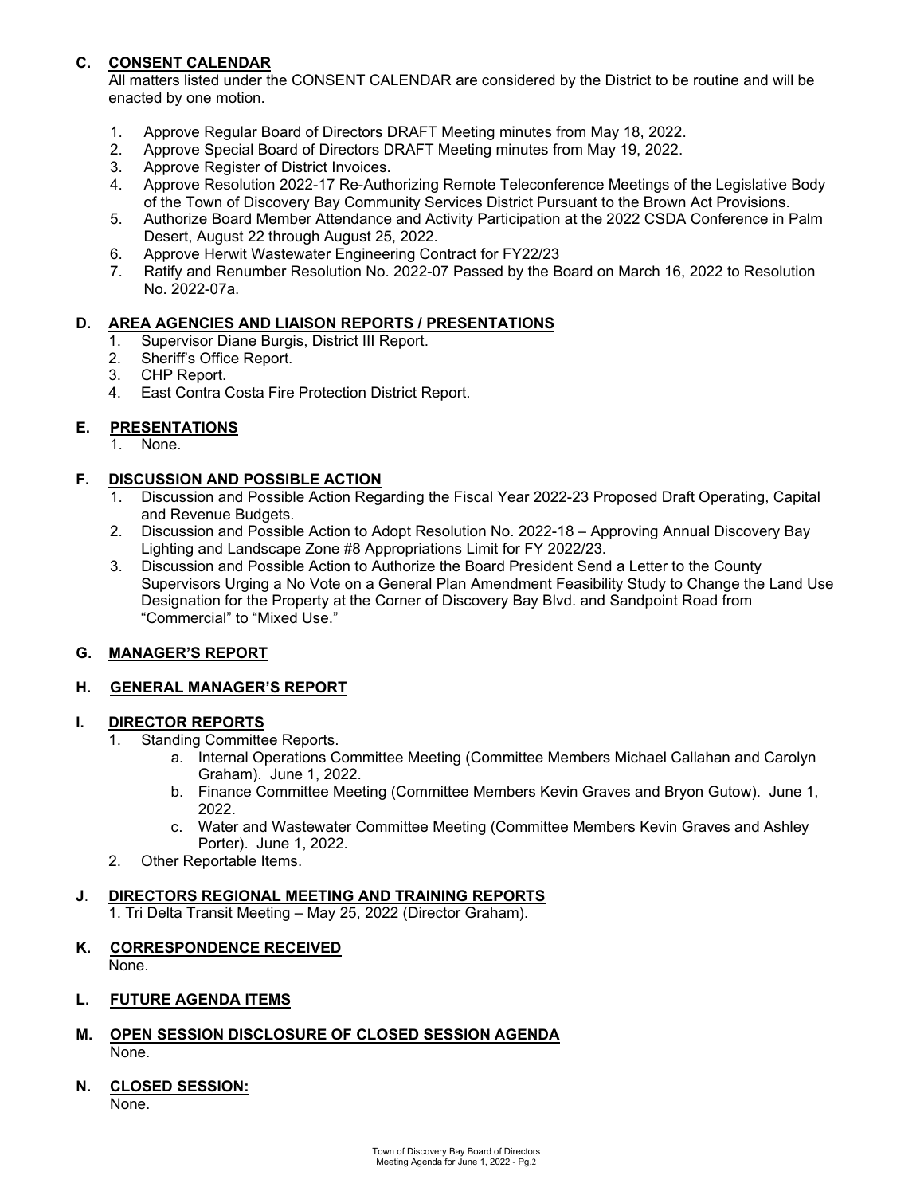## C. CONSENT CALENDAR

All matters listed under the CONSENT CALENDAR are considered by the District to be routine and will be enacted by one motion.

1. Approve Regular Board of Directors DRAFT Meeting minutes from May 18, 2022.
2. Approve Special Board of Directors DRAFT Meeting minutes from May 19, 2022.
3. Approve Register of District Invoices.
4. Approve Resolution 2022-17 Re-Authorizing Remote Teleconference Meetings of the Legislative Body of the Town of Discovery Bay Community Services District Pursuant to the Brown Act Provisions.
5. Authorize Board Member Attendance and Activity Participation at the 2022 CSDA Conference in Palm Desert, August 22 through August 25, 2022.
6. Approve Herwit Wastewater Engineering Contract for FY22/23
7. Ratify and Renumber Resolution No. 2022-07 Passed by the Board on March 16, 2022 to Resolution No. 2022-07a.

## D. AREA AGENCIES AND LIAISON REPORTS / PRESENTATIONS

1. Supervisor Diane Burgis, District III Report.
2. Sheriff's Office Report.
3. CHP Report.
4. East Contra Costa Fire Protection District Report.

## E. PRESENTATIONS

1. None.

## F. DISCUSSION AND POSSIBLE ACTION

1. Discussion and Possible Action Regarding the Fiscal Year 2022-23 Proposed Draft Operating, Capital and Revenue Budgets.
2. Discussion and Possible Action to Adopt Resolution No. 2022-18 – Approving Annual Discovery Bay Lighting and Landscape Zone #8 Appropriations Limit for FY 2022/23.
3. Discussion and Possible Action to Authorize the Board President Send a Letter to the County Supervisors Urging a No Vote on a General Plan Amendment Feasibility Study to Change the Land Use Designation for the Property at the Corner of Discovery Bay Blvd. and Sandpoint Road from "Commercial" to "Mixed Use."

## G. MANAGER'S REPORT

## H. GENERAL MANAGER'S REPORT

## I. DIRECTOR REPORTS

1. Standing Committee Reports.
   a. Internal Operations Committee Meeting (Committee Members Michael Callahan and Carolyn Graham). June 1, 2022.
   b. Finance Committee Meeting (Committee Members Kevin Graves and Bryon Gutow). June 1, 2022.
   c. Water and Wastewater Committee Meeting (Committee Members Kevin Graves and Ashley Porter). June 1, 2022.
2. Other Reportable Items.

## J. DIRECTORS REGIONAL MEETING AND TRAINING REPORTS

1. Tri Delta Transit Meeting – May 25, 2022 (Director Graham).

## K. CORRESPONDENCE RECEIVED

None.

## L. FUTURE AGENDA ITEMS

## M. OPEN SESSION DISCLOSURE OF CLOSED SESSION AGENDA

None.

## N. CLOSED SESSION:

None.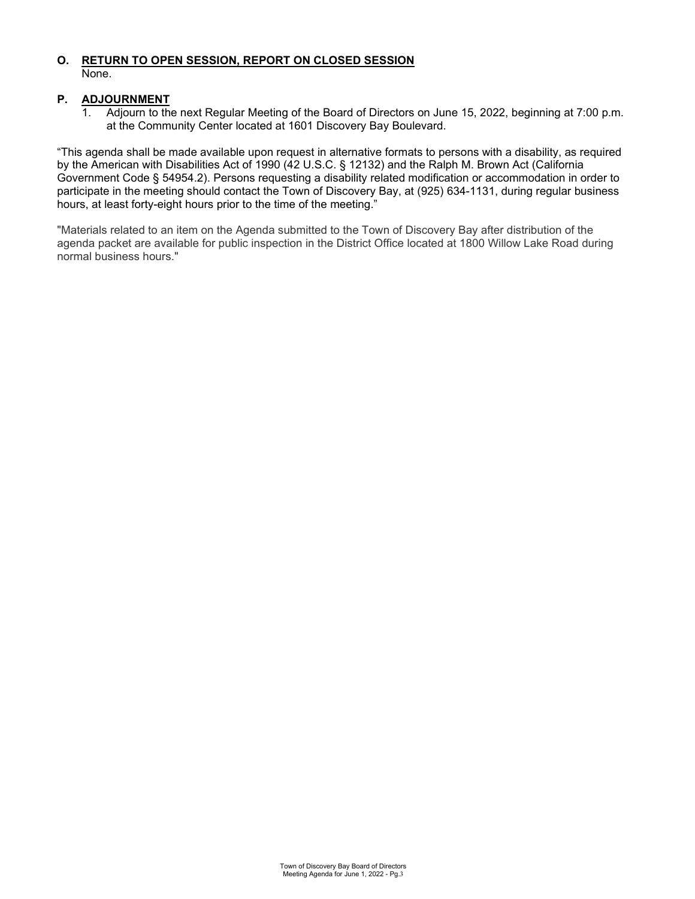## O. <u>RETURN TO OPEN SESSION, REPORT ON CLOSED SESSION</u>

None.

## P. <u>ADJOURNMENT</u>

1. Adjourn to the next Regular Meeting of the Board of Directors on June 15, 2022, beginning at 7:00 p.m. at the Community Center located at 1601 Discovery Bay Boulevard.

"This agenda shall be made available upon request in alternative formats to persons with a disability, as required by the American with Disabilities Act of 1990 (42 U.S.C. § 12132) and the Ralph M. Brown Act (California Government Code § 54954.2). Persons requesting a disability related modification or accommodation in order to participate in the meeting should contact the Town of Discovery Bay, at (925) 634-1131, during regular business hours, at least forty-eight hours prior to the time of the meeting."

"Materials related to an item on the Agenda submitted to the Town of Discovery Bay after distribution of the agenda packet are available for public inspection in the District Office located at 1800 Willow Lake Road during normal business hours."